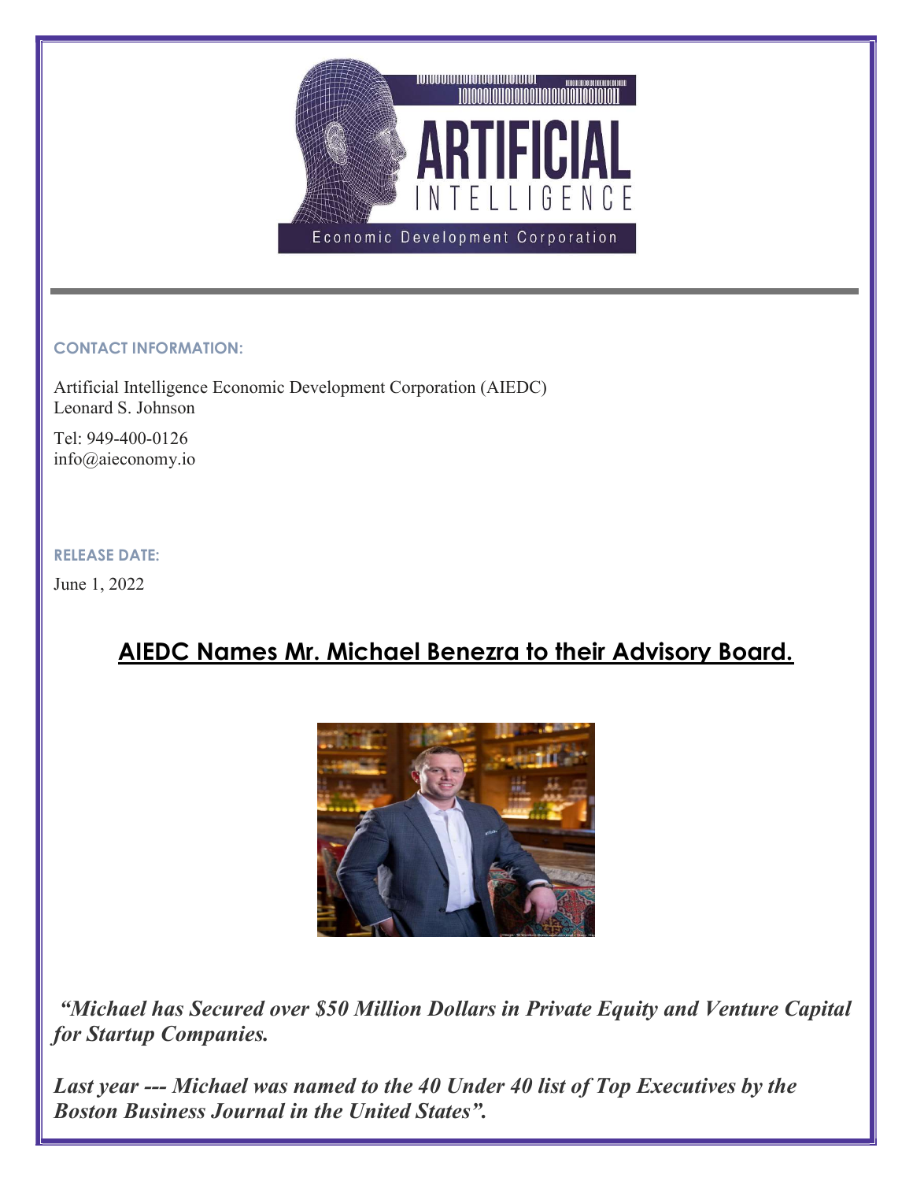**CONTACT INFORMATION:**

Artificial Intelligence Economic Development Corporation (AIEDC)
Leonard S. Johnson

Tel: 949-400-0126
info@aieconomy.io

**RELEASE DATE:**

June 1, 2022

## AIEDC Names Mr. Michael Benezra to their Advisory Board.

***"Michael has Secured over $50 Million Dollars in Private Equity and Venture Capital for Startup Companies.***

***Last year --- Michael was named to the 40 Under 40 list of Top Executives by the Boston Business Journal in the United States".***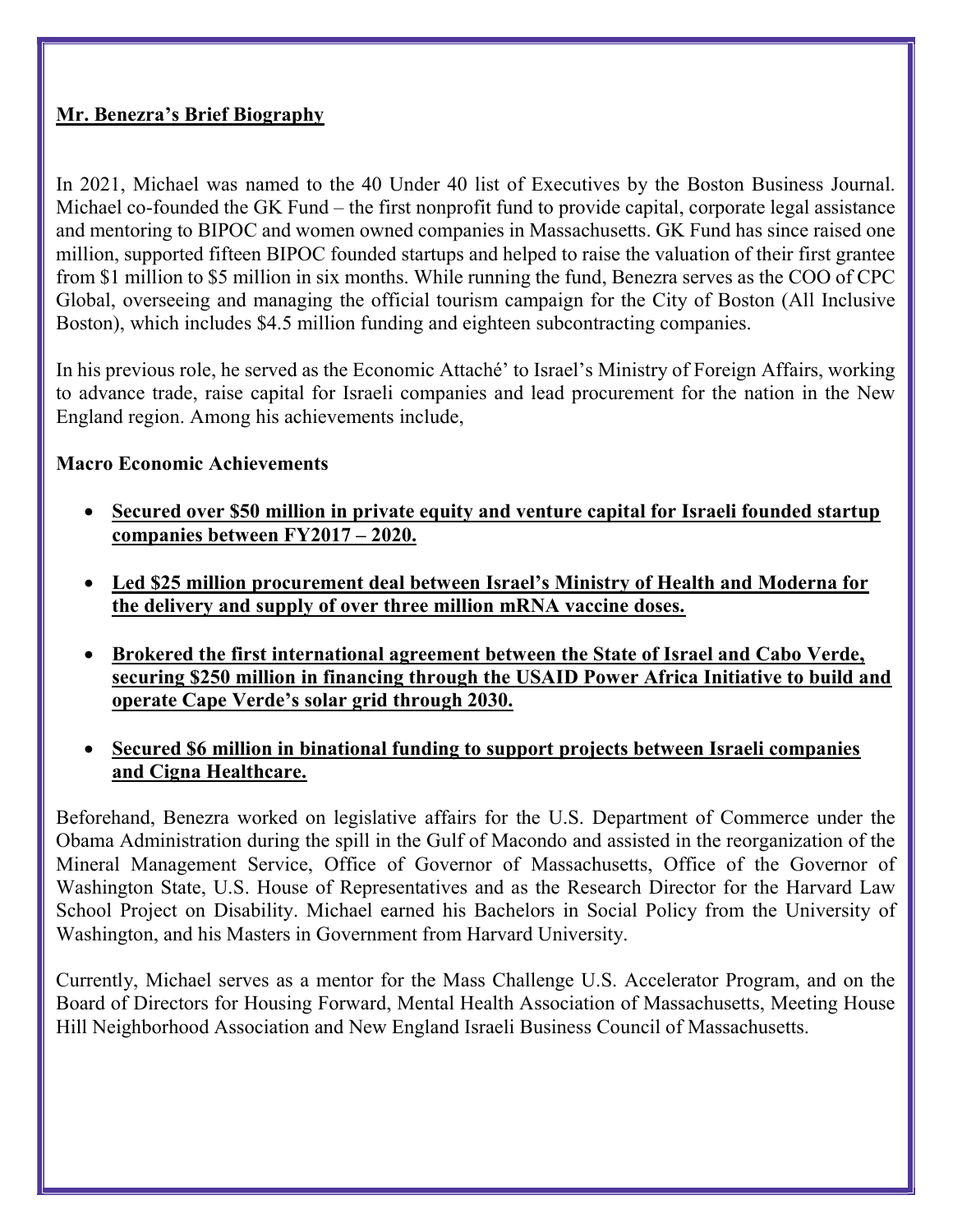**<u>Mr. Benezra's Brief Biography</u>**

In 2021, Michael was named to the 40 Under 40 list of Executives by the Boston Business Journal. Michael co-founded the GK Fund – the first nonprofit fund to provide capital, corporate legal assistance and mentoring to BIPOC and women owned companies in Massachusetts. GK Fund has since raised one million, supported fifteen BIPOC founded startups and helped to raise the valuation of their first grantee from $1 million to $5 million in six months. While running the fund, Benezra serves as the COO of CPC Global, overseeing and managing the official tourism campaign for the City of Boston (All Inclusive Boston), which includes $4.5 million funding and eighteen subcontracting companies.

In his previous role, he served as the Economic Attaché' to Israel's Ministry of Foreign Affairs, working to advance trade, raise capital for Israeli companies and lead procurement for the nation in the New England region. Among his achievements include,

**Macro Economic Achievements**

- **<u>Secured over $50 million in private equity and venture capital for Israeli founded startup companies between FY2017 – 2020.</u>**
- **<u>Led $25 million procurement deal between Israel's Ministry of Health and Moderna for the delivery and supply of over three million mRNA vaccine doses.</u>**
- **<u>Brokered the first international agreement between the State of Israel and Cabo Verde, securing $250 million in financing through the USAID Power Africa Initiative to build and operate Cape Verde's solar grid through 2030.</u>**
- **<u>Secured $6 million in binational funding to support projects between Israeli companies and Cigna Healthcare.</u>**

Beforehand, Benezra worked on legislative affairs for the U.S. Department of Commerce under the Obama Administration during the spill in the Gulf of Macondo and assisted in the reorganization of the Mineral Management Service, Office of Governor of Massachusetts, Office of the Governor of Washington State, U.S. House of Representatives and as the Research Director for the Harvard Law School Project on Disability. Michael earned his Bachelors in Social Policy from the University of Washington, and his Masters in Government from Harvard University.

Currently, Michael serves as a mentor for the Mass Challenge U.S. Accelerator Program, and on the Board of Directors for Housing Forward, Mental Health Association of Massachusetts, Meeting House Hill Neighborhood Association and New England Israeli Business Council of Massachusetts.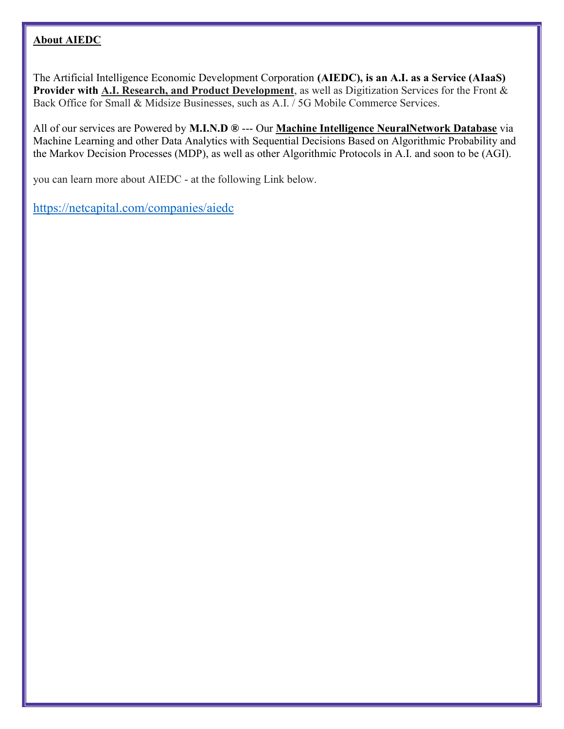**<u>About AIEDC</u>**

The Artificial Intelligence Economic Development Corporation **(AIEDC), is an A.I. as a Service (AIaaS) Provider with <u>A.I. Research, and Product Development</u>**, as well as Digitization Services for the Front & Back Office for Small & Midsize Businesses, such as A.I. / 5G Mobile Commerce Services.

All of our services are Powered by **M.I.N.D ®** --- Our **<u>Machine Intelligence NeuralNetwork Database</u>** via Machine Learning and other Data Analytics with Sequential Decisions Based on Algorithmic Probability and the Markov Decision Processes (MDP), as well as other Algorithmic Protocols in A.I. and soon to be (AGI).

you can learn more about AIEDC - at the following Link below.

https://netcapital.com/companies/aiedc